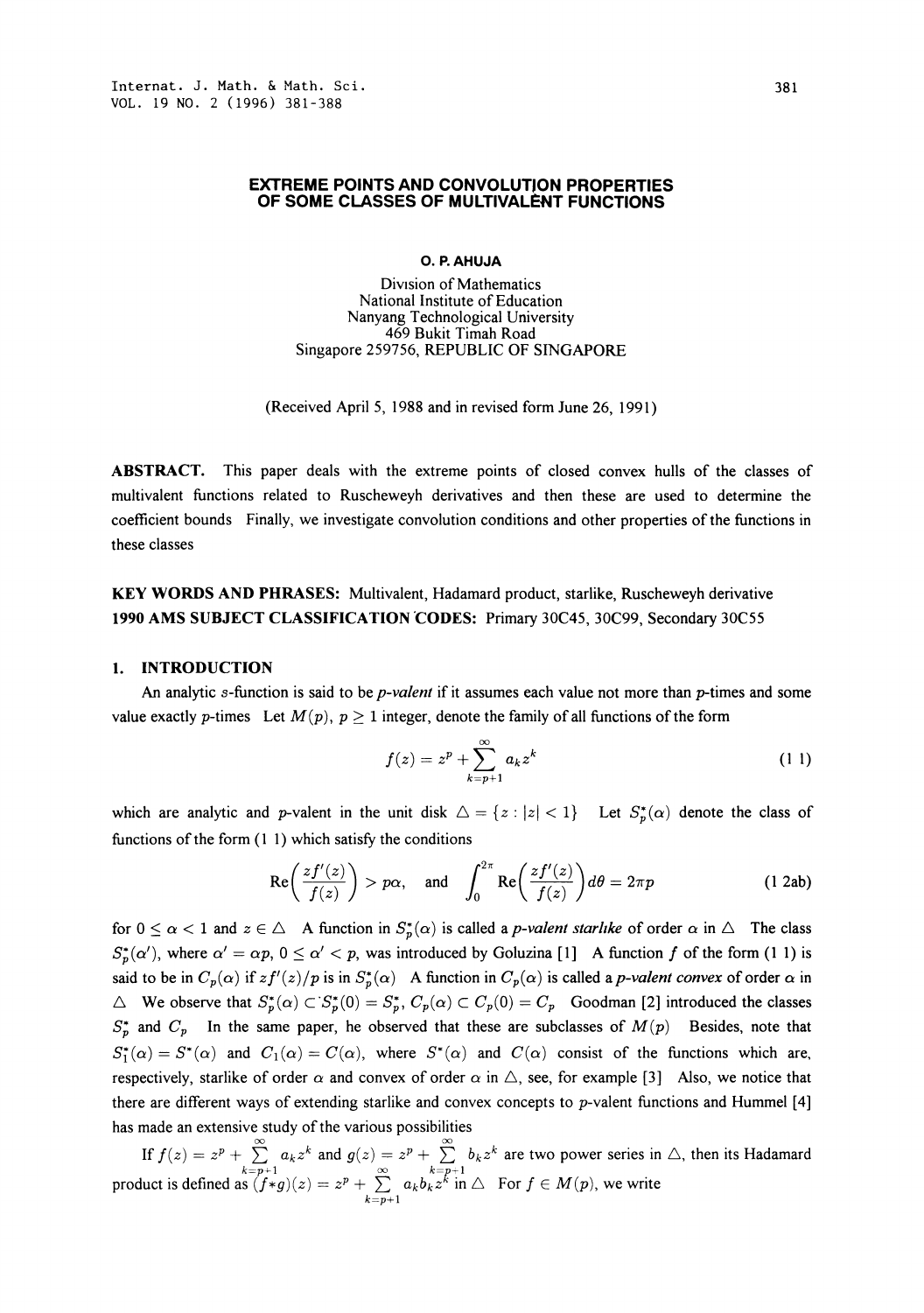# EXTREME POINTS AND CONVOLUTION PROPERTIES OF SOME CLASSES OF MULTIVALENT FUNCTIONS

**O. P. AHUJA**

Division of Mathematics
National Institute of Education
Nanyang Technological University
469 Bukit Timah Road
Singapore 259756, REPUBLIC OF SINGAPORE

(Received April 5, 1988 and in revised form June 26, 1991)

**ABSTRACT.** This paper deals with the extreme points of closed convex hulls of the classes of multivalent functions related to Ruscheweyh derivatives and then these are used to determine the coefficient bounds Finally, we investigate convolution conditions and other properties of the functions in these classes

**KEY WORDS AND PHRASES:** Multivalent, Hadamard product, starlike, Ruscheweyh derivative
**1990 AMS SUBJECT CLASSIFICATION CODES:** Primary 30C45, 30C99, Secondary 30C55

## 1. INTRODUCTION

An analytic s-function is said to be *p-valent* if it assumes each value not more than p-times and some value exactly p-times Let $M(p)$, $p \geq 1$ integer, denote the family of all functions of the form

$$f(z) = z^p + \sum_{k=p+1}^{\infty} a_k z^k \tag{1 1}$$

which are analytic and p-valent in the unit disk $\triangle = \{z : |z| < 1\}$ Let $S_p^*(\alpha)$ denote the class of functions of the form (1 1) which satisfy the conditions

$$\operatorname{Re}\left(\frac{zf'(z)}{f(z)}\right) > p\alpha, \quad \text{and} \quad \int_0^{2\pi} \operatorname{Re}\left(\frac{zf'(z)}{f(z)}\right) d\theta = 2\pi p \tag{1 2ab}$$

for $0 \leq \alpha < 1$ and $z \in \triangle$ A function in $S_p^*(\alpha)$ is called a *p-valent starlike* of order $\alpha$ in $\triangle$ The class $S_p^*(\alpha')$, where $\alpha' = \alpha p$, $0 \leq \alpha' < p$, was introduced by Goluzina [1] A function $f$ of the form (1 1) is said to be in $C_p(\alpha)$ if $zf'(z)/p$ is in $S_p^*(\alpha)$ A function in $C_p(\alpha)$ is called a *p-valent convex* of order $\alpha$ in $\triangle$ We observe that $S_p^*(\alpha) \subset S_p^*(0) = S_p^*$, $C_p(\alpha) \subset C_p(0) = C_p$ Goodman [2] introduced the classes $S_p^*$ and $C_p$ In the same paper, he observed that these are subclasses of $M(p)$ Besides, note that $S_1^*(\alpha) = S^*(\alpha)$ and $C_1(\alpha) = C(\alpha)$, where $S^*(\alpha)$ and $C(\alpha)$ consist of the functions which are, respectively, starlike of order $\alpha$ and convex of order $\alpha$ in $\triangle$, see, for example [3] Also, we notice that there are different ways of extending starlike and convex concepts to p-valent functions and Hummel [4] has made an extensive study of the various possibilities

If $f(z) = z^p + \sum_{k=p+1}^{\infty} a_k z^k$ and $g(z) = z^p + \sum_{k=p+1}^{\infty} b_k z^k$ are two power series in $\triangle$, then its Hadamard product is defined as $(f * g)(z) = z^p + \sum_{k=p+1}^{\infty} a_k b_k z^k$ in $\triangle$ For $f \in M(p)$, we write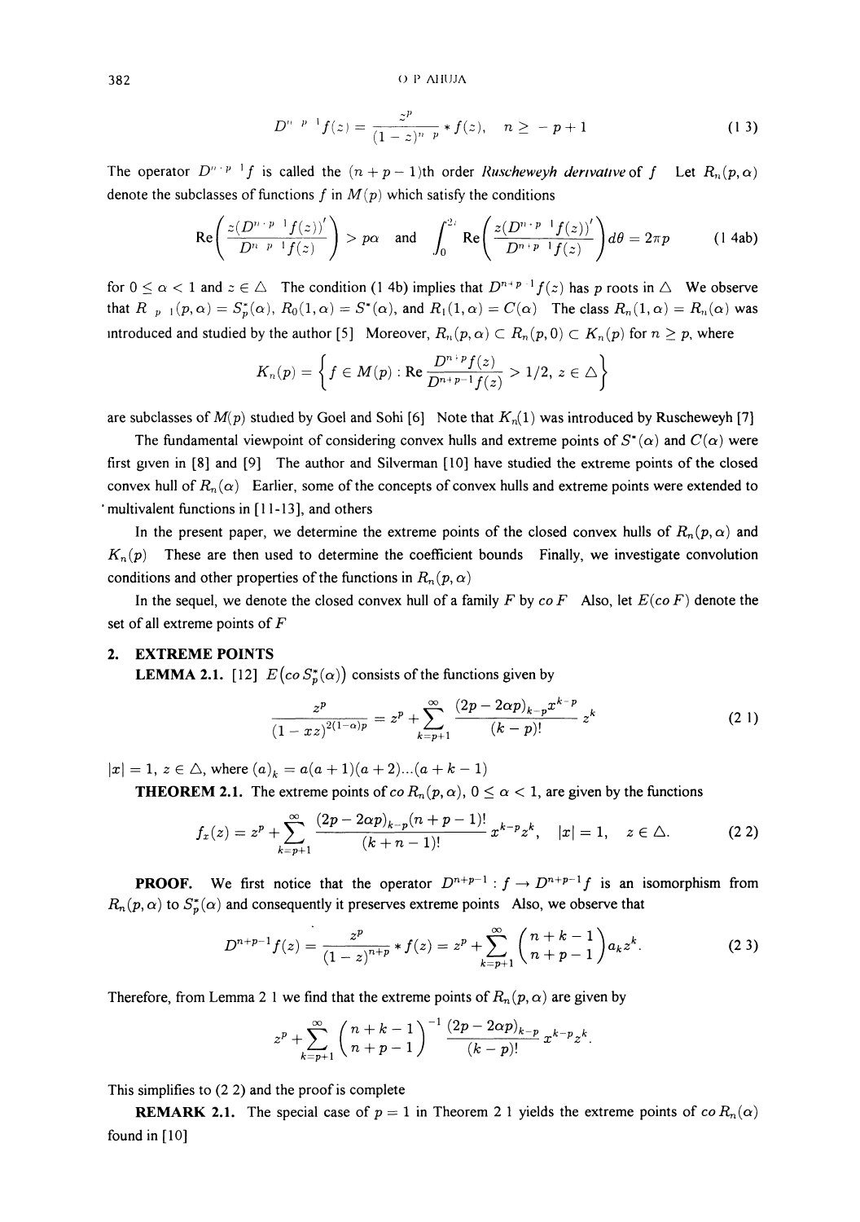$$D^{n+p-1}f(z) = \frac{z^p}{(1-z)^{n+p}} * f(z), \quad n \geq -p+1 \tag{1.3}$$

The operator $D^{n+p-1}f$ is called the $(n+p-1)$th order *Ruscheweyh derivative* of $f$. Let $R_n(p,\alpha)$ denote the subclasses of functions $f$ in $M(p)$ which satisfy the conditions

$$\operatorname{Re}\left(\frac{z(D^{n+p-1}f(z))'}{D^{n+p-1}f(z)}\right) > p\alpha \quad \text{and} \quad \int_0^{2\pi} \operatorname{Re}\left(\frac{z(D^{n+p-1}f(z))'}{D^{n+p-1}f(z)}\right) d\theta = 2\pi p \tag{1.4ab}$$

for $0 \leq \alpha < 1$ and $z \in \triangle$. The condition (1.4b) implies that $D^{n+p-1}f(z)$ has $p$ roots in $\triangle$. We observe that $R_{-p+1}(p,\alpha) = S_p^*(\alpha)$, $R_0(1,\alpha) = S^*(\alpha)$, and $R_1(1,\alpha) = C(\alpha)$. The class $R_n(1,\alpha) = R_n(\alpha)$ was introduced and studied by the author [5]. Moreover, $R_n(p,\alpha) \subset R_n(p,0) \subset K_n(p)$ for $n \geq p$, where

$$K_n(p) = \left\{ f \in M(p) : \operatorname{Re}\frac{D^{n+p}f(z)}{D^{n+p-1}f(z)} > 1/2,\ z \in \triangle \right\}$$

are subclasses of $M(p)$ studied by Goel and Sohi [6]. Note that $K_n(1)$ was introduced by Ruscheweyh [7].

The fundamental viewpoint of considering convex hulls and extreme points of $S^*(\alpha)$ and $C(\alpha)$ were first given in [8] and [9]. The author and Silverman [10] have studied the extreme points of the closed convex hull of $R_n(\alpha)$. Earlier, some of the concepts of convex hulls and extreme points were extended to multivalent functions in [11-13], and others.

In the present paper, we determine the extreme points of the closed convex hulls of $R_n(p,\alpha)$ and $K_n(p)$. These are then used to determine the coefficient bounds. Finally, we investigate convolution conditions and other properties of the functions in $R_n(p,\alpha)$.

In the sequel, we denote the closed convex hull of a family $F$ by $co\, F$. Also, let $E(co\, F)$ denote the set of all extreme points of $F$.

## 2. EXTREME POINTS

**LEMMA 2.1.** [12] $E(co\, S_p^*(\alpha))$ consists of the functions given by

$$\frac{z^p}{(1-xz)^{2(1-\alpha)p}} = z^p + \sum_{k=p+1}^{\infty} \frac{(2p-2\alpha p)_{k-p} x^{k-p}}{(k-p)!} z^k \tag{2.1}$$

$|x| = 1$, $z \in \triangle$, where $(a)_k = a(a+1)(a+2)\ldots(a+k-1)$.

**THEOREM 2.1.** The extreme points of $co\, R_n(p,\alpha)$, $0 \leq \alpha < 1$, are given by the functions

$$f_x(z) = z^p + \sum_{k=p+1}^{\infty} \frac{(2p-2\alpha p)_{k-p}(n+p-1)!}{(k+n-1)!} x^{k-p} z^k, \quad |x| = 1, \quad z \in \triangle. \tag{2.2}$$

**PROOF.** We first notice that the operator $D^{n+p-1} : f \to D^{n+p-1}f$ is an isomorphism from $R_n(p,\alpha)$ to $S_p^*(\alpha)$ and consequently it preserves extreme points. Also, we observe that

$$D^{n+p-1}f(z) = \frac{z^p}{(1-z)^{n+p}} * f(z) = z^p + \sum_{k=p+1}^{\infty} \binom{n+k-1}{n+p-1} a_k z^k. \tag{2.3}$$

Therefore, from Lemma 2.1 we find that the extreme points of $R_n(p,\alpha)$ are given by

$$z^p + \sum_{k=p+1}^{\infty} \binom{n+k-1}{n+p-1}^{-1} \frac{(2p-2\alpha p)_{k-p}}{(k-p)!} x^{k-p} z^k.$$

This simplifies to (2.2) and the proof is complete.

**REMARK 2.1.** The special case of $p = 1$ in Theorem 2.1 yields the extreme points of $co\, R_n(\alpha)$ found in [10].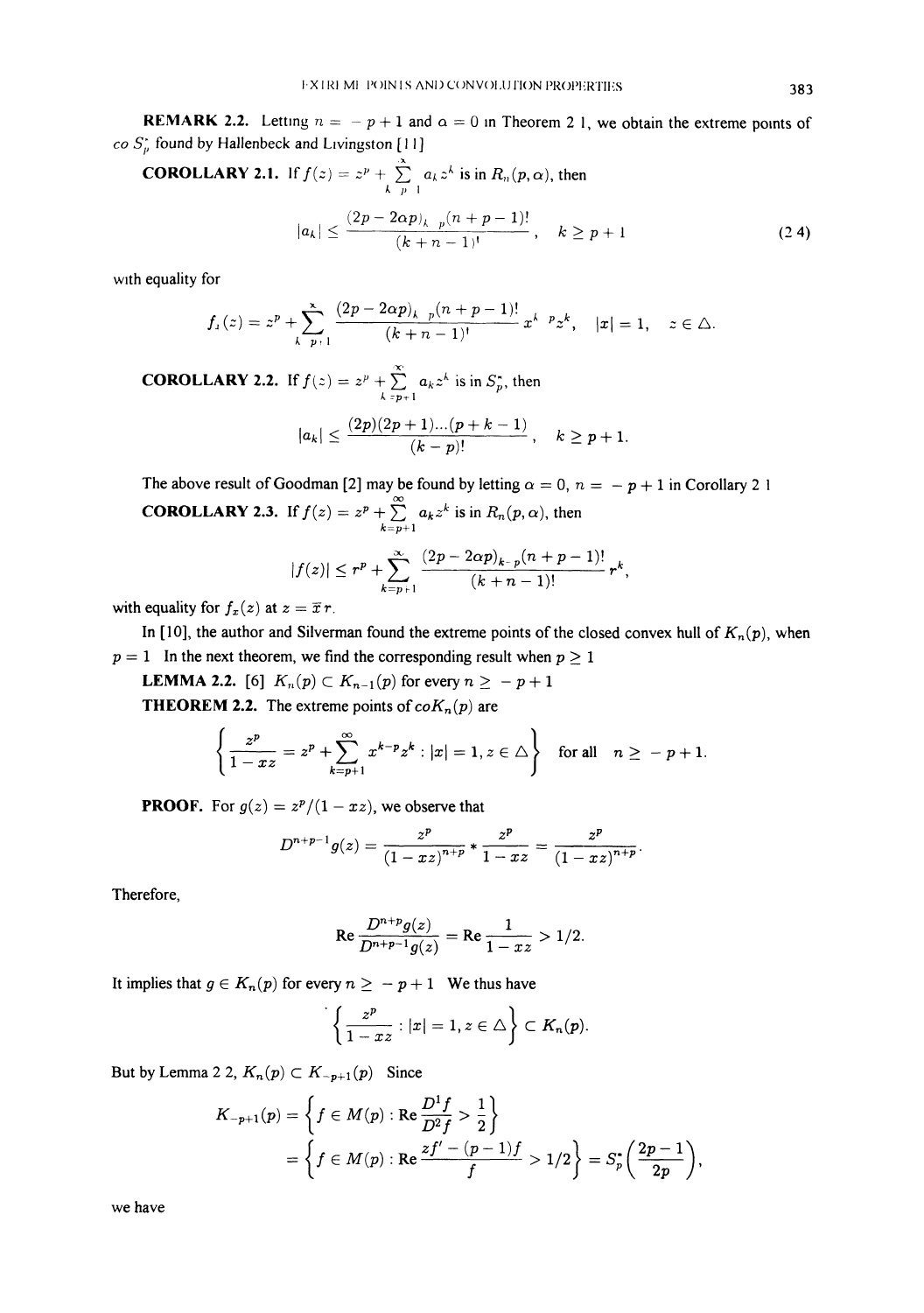**REMARK 2.2.** Letting $n = -p+1$ and $\alpha = 0$ in Theorem 2.1, we obtain the extreme points of $co\, S_p^*$ found by Hallenbeck and Livingston [11].

**COROLLARY 2.1.** If $f(z) = z^p + \sum\limits_{k=p+1}^{\infty} a_k z^k$ is in $R_n(p, \alpha)$, then

$$|a_k| \leq \frac{(2p - 2\alpha p)_{k-p}(n+p-1)!}{(k+n-1)!}, \quad k \geq p+1 \tag{2.4}$$

with equality for

$$f_x(z) = z^p + \sum_{k=p+1}^{\infty} \frac{(2p - 2\alpha p)_{k-p}(n+p-1)!}{(k+n-1)!} x^{k-p} z^k, \quad |x| = 1, \quad z \in \triangle.$$

**COROLLARY 2.2.** If $f(z) = z^p + \sum\limits_{k=p+1}^{\infty} a_k z^k$ is in $S_p^*$, then

$$|a_k| \leq \frac{(2p)(2p+1)\dots(p+k-1)}{(k-p)!}, \quad k \geq p+1.$$

The above result of Goodman [2] may be found by letting $\alpha = 0$, $n = -p+1$ in Corollary 2.1.

**COROLLARY 2.3.** If $f(z) = z^p + \sum\limits_{k=p+1}^{\infty} a_k z^k$ is in $R_n(p, \alpha)$, then

$$|f(z)| \leq r^p + \sum_{k=p+1}^{\infty} \frac{(2p - 2\alpha p)_{k-p}(n+p-1)!}{(k+n-1)!} r^k,$$

with equality for $f_x(z)$ at $z = \bar{x} r$.

In [10], the author and Silverman found the extreme points of the closed convex hull of $K_n(p)$, when $p = 1$. In the next theorem, we find the corresponding result when $p \geq 1$.

**LEMMA 2.2.** [6] $K_n(p) \subset K_{n-1}(p)$ for every $n \geq -p+1$.

**THEOREM 2.2.** The extreme points of $co K_n(p)$ are

$$\left\{ \frac{z^p}{1 - xz} = z^p + \sum_{k=p+1}^{\infty} x^{k-p} z^k : |x| = 1, z \in \triangle \right\} \quad \text{for all} \quad n \geq -p+1.$$

**PROOF.** For $g(z) = z^p/(1 - xz)$, we observe that

$$D^{n+p-1} g(z) = \frac{z^p}{(1-xz)^{n+p}} * \frac{z^p}{1-xz} = \frac{z^p}{(1-xz)^{n+p}}.$$

Therefore,

$$\operatorname{Re} \frac{D^{n+p} g(z)}{D^{n+p-1} g(z)} = \operatorname{Re} \frac{1}{1-xz} > 1/2.$$

It implies that $g \in K_n(p)$ for every $n \geq -p+1$. We thus have

$$\left\{ \frac{z^p}{1-xz} : |x| = 1, z \in \triangle \right\} \subset K_n(p).$$

But by Lemma 2.2, $K_n(p) \subset K_{-p+1}(p)$. Since

$$\begin{aligned}
K_{-p+1}(p) &= \left\{ f \in M(p) : \operatorname{Re} \frac{D^1 f}{D^2 f} > \frac{1}{2} \right\} \\
&= \left\{ f \in M(p) : \operatorname{Re} \frac{zf' - (p-1)f}{f} > 1/2 \right\} = S_p^*\left(\frac{2p-1}{2p}\right),
\end{aligned}$$

we have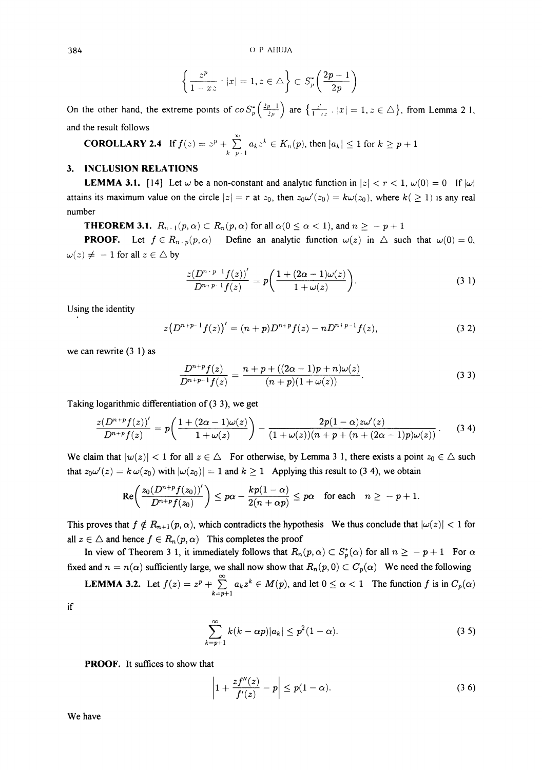$$\left\{ \frac{z^p}{1 - xz} \cdot |x| = 1, z \in \triangle \right\} \subset S_p^*\left(\frac{2p-1}{2p}\right)$$

On the other hand, the extreme points of $co\, S_p^*\left(\frac{2p-1}{2p}\right)$ are $\left\{\frac{z^p}{1-xz} \cdot |x| = 1, z \in \triangle\right\}$, from Lemma 2 1, and the result follows

**COROLLARY 2.4** If $f(z) = z^p + \sum_{k=p+1}^{\infty} a_k z^k \in K_n(p)$, then $|a_k| \le 1$ for $k \ge p+1$

## 3. INCLUSION RELATIONS

**LEMMA 3.1.** [14] Let $\omega$ be a non-constant and analytic function in $|z| < r < 1$, $\omega(0) = 0$ If $|\omega|$ attains its maximum value on the circle $|z| = r$ at $z_0$, then $z_0\omega'(z_0) = k\omega(z_0)$, where $k(\ge 1)$ is any real number

**THEOREM 3.1.** $R_{n+1}(p, \alpha) \subset R_n(p, \alpha)$ for all $\alpha (0 \le \alpha < 1)$, and $n \ge -p+1$

**PROOF.** Let $f \in R_{n+p}(p, \alpha)$ Define an analytic function $\omega(z)$ in $\triangle$ such that $\omega(0) = 0$, $\omega(z) \ne -1$ for all $z \in \triangle$ by

$$\frac{z(D^{n+p-1}f(z))'}{D^{n+p-1}f(z)} = p\left(\frac{1 + (2\alpha - 1)\omega(z)}{1 + \omega(z)}\right). \tag{3 1}$$

Using the identity

$$z\left(D^{n+p-1}f(z)\right)' = (n+p)D^{n+p}f(z) - nD^{n+p-1}f(z), \tag{3 2}$$

we can rewrite (3 1) as

$$\frac{D^{n+p}f(z)}{D^{n+p-1}f(z)} = \frac{n + p + ((2\alpha - 1)p + n)\omega(z)}{(n+p)(1 + \omega(z))}. \tag{3 3}$$

Taking logarithmic differentiation of (3 3), we get

$$\frac{z(D^{n+p}f(z))'}{D^{n+p}f(z)} = p\left(\frac{1 + (2\alpha - 1)\omega(z)}{1 + \omega(z)}\right) - \frac{2p(1-\alpha)z\omega'(z)}{(1 + \omega(z))(n + p + (n + (2\alpha - 1)p)\omega(z))}. \tag{3 4}$$

We claim that $|w(z)| < 1$ for all $z \in \triangle$ For otherwise, by Lemma 3 1, there exists a point $z_0 \in \triangle$ such that $z_0\omega'(z) = k\,\omega(z_0)$ with $|\omega(z_0)| = 1$ and $k \ge 1$ Applying this result to (3 4), we obtain

$$\text{Re}\left(\frac{z_0(D^{n+p}f(z_0))'}{D^{n+p}f(z_0)}\right) \le p\alpha - \frac{kp(1-\alpha)}{2(n + \alpha p)} \le p\alpha \quad \text{for each} \quad n \ge -p+1.$$

This proves that $f \notin R_{n+1}(p, \alpha)$, which contradicts the hypothesis We thus conclude that $|\omega(z)| < 1$ for all $z \in \triangle$ and hence $f \in R_n(p, \alpha)$ This completes the proof

In view of Theorem 3 1, it immediately follows that $R_n(p, \alpha) \subset S_p^*(\alpha)$ for all $n \ge -p+1$ For $\alpha$ fixed and $n = n(\alpha)$ sufficiently large, we shall now show that $R_n(p, 0) \subset C_p(\alpha)$ We need the following

**LEMMA 3.2.** Let $f(z) = z^p + \sum_{k=p+1}^{\infty} a_k z^k \in M(p)$, and let $0 \le \alpha < 1$ The function $f$ is in $C_p(\alpha)$ if

$$\sum_{k=p+1}^{\infty} k(k - \alpha p)|a_k| \le p^2(1 - \alpha). \tag{3 5}$$

**PROOF.** It suffices to show that

$$\left|1 + \frac{zf''(z)}{f'(z)} - p\right| \le p(1 - \alpha). \tag{3 6}$$

We have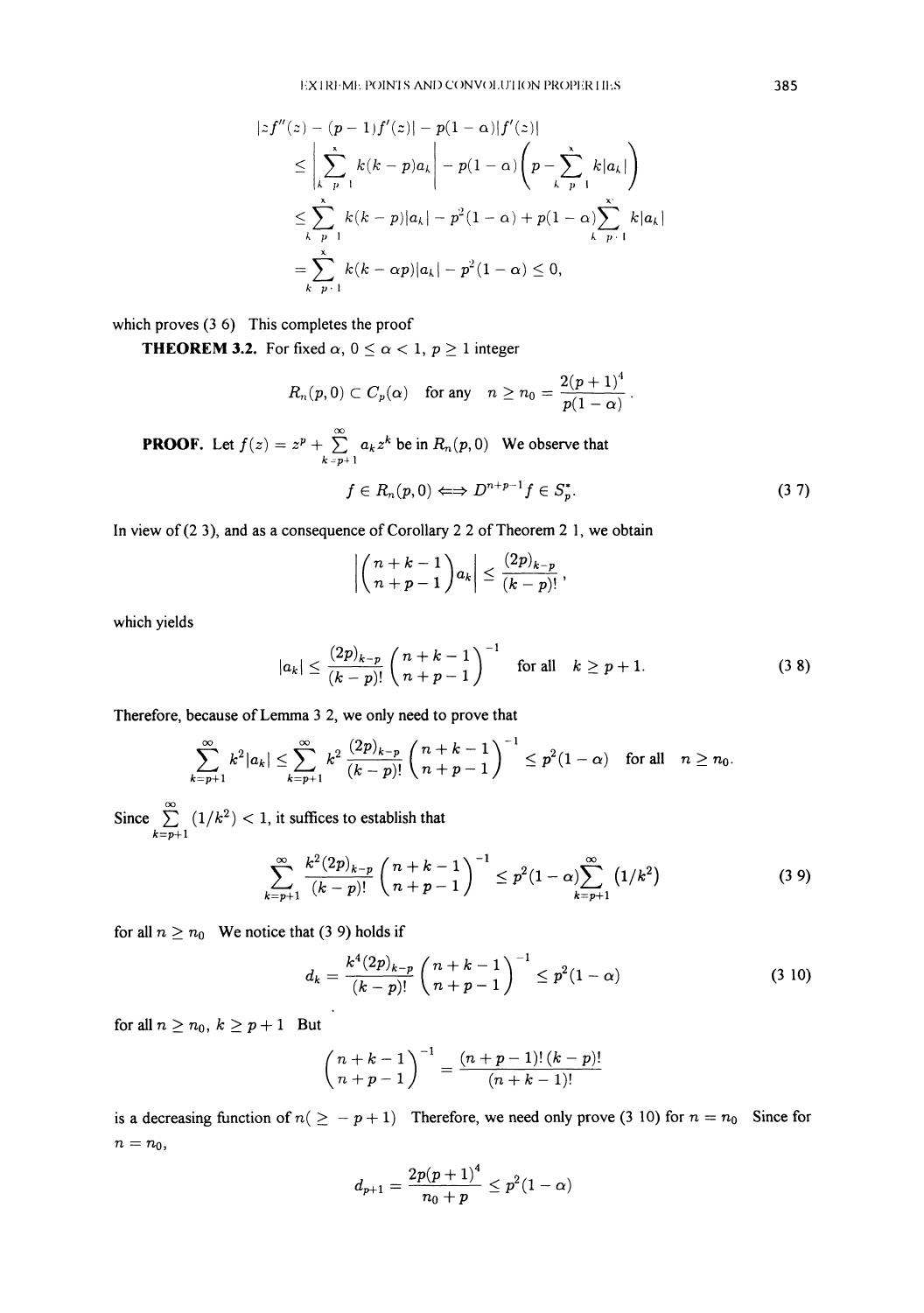$$
\begin{aligned}
|zf''(z) - (p-1)f'(z)| &- p(1-\alpha)|f'(z)| \\
&\leq \left| \sum_{k=p+1}^{\infty} k(k-p)a_k \right| - p(1-\alpha)\left(p - \sum_{k=p+1}^{\infty} k|a_k|\right) \\
&\leq \sum_{k=p+1}^{\infty} k(k-p)|a_k| - p^2(1-\alpha) + p(1-\alpha)\sum_{k=p+1}^{\infty} k|a_k| \\
&= \sum_{k=p+1}^{\infty} k(k-\alpha p)|a_k| - p^2(1-\alpha) \leq 0,
\end{aligned}
$$

which proves (3 6) This completes the proof

**THEOREM 3.2.** For fixed $\alpha$, $0 \leq \alpha < 1$, $p \geq 1$ integer

$$
R_n(p,0) \subset C_p(\alpha) \quad \text{for any} \quad n \geq n_0 = \frac{2(p+1)^4}{p(1-\alpha)}.
$$

**PROOF.** Let $f(z) = z^p + \sum\limits_{k=p+1}^{\infty} a_k z^k$ be in $R_n(p,0)$ We observe that

$$
f \in R_n(p,0) \iff D^{n+p-1} f \in S_p^*. \tag{3 7}
$$

In view of (2 3), and as a consequence of Corollary 2 2 of Theorem 2 1, we obtain

$$
\left| \binom{n+k-1}{n+p-1} a_k \right| \leq \frac{(2p)_{k-p}}{(k-p)!},
$$

which yields

$$
|a_k| \leq \frac{(2p)_{k-p}}{(k-p)!} \binom{n+k-1}{n+p-1}^{-1} \quad \text{for all} \quad k \geq p+1. \tag{3 8}
$$

Therefore, because of Lemma 3 2, we only need to prove that

$$
\sum_{k=p+1}^{\infty} k^2 |a_k| \leq \sum_{k=p+1}^{\infty} k^2 \frac{(2p)_{k-p}}{(k-p)!} \binom{n+k-1}{n+p-1}^{-1} \leq p^2(1-\alpha) \quad \text{for all} \quad n \geq n_0.
$$

Since $\sum\limits_{k=p+1}^{\infty} (1/k^2) < 1$, it suffices to establish that

$$
\sum_{k=p+1}^{\infty} \frac{k^2 (2p)_{k-p}}{(k-p)!} \binom{n+k-1}{n+p-1}^{-1} \leq p^2(1-\alpha) \sum_{k=p+1}^{\infty} (1/k^2) \tag{3 9}
$$

for all $n \geq n_0$ We notice that (3 9) holds if

$$
d_k = \frac{k^4 (2p)_{k-p}}{(k-p)!} \binom{n+k-1}{n+p-1}^{-1} \leq p^2(1-\alpha) \tag{3 10}
$$

for all $n \geq n_0$, $k \geq p+1$ But

$$
\binom{n+k-1}{n+p-1}^{-1} = \frac{(n+p-1)!\,(k-p)!}{(n+k-1)!}
$$

is a decreasing function of $n (\geq -p+1)$ Therefore, we need only prove (3 10) for $n = n_0$ Since for $n = n_0$,

$$
d_{p+1} = \frac{2p(p+1)^4}{n_0 + p} \leq p^2(1-\alpha)
$$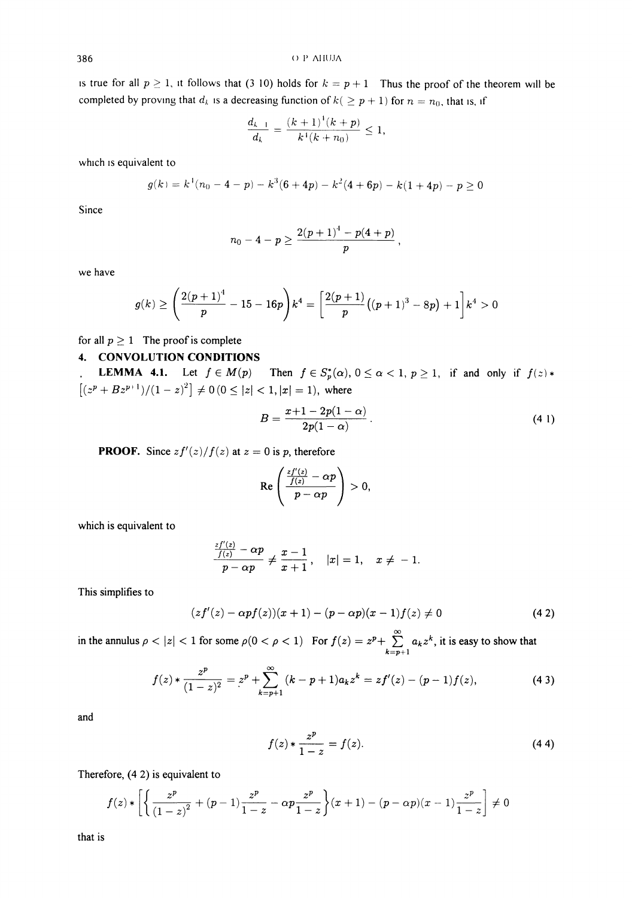is true for all $p \geq 1$, it follows that (3 10) holds for $k = p+1$. Thus the proof of the theorem will be completed by proving that $d_k$ is a decreasing function of $k (\geq p+1)$ for $n = n_0$, that is, if

$$\frac{d_{k+1}}{d_k} = \frac{(k+1)^4(k+p)}{k^4(k+n_0)} \leq 1,$$

which is equivalent to

$$g(k) = k^4(n_0 - 4 - p) - k^3(6+4p) - k^2(4+6p) - k(1+4p) - p \geq 0$$

Since

$$n_0 - 4 - p \geq \frac{2(p+1)^4 - p(4+p)}{p},$$

we have

$$g(k) \geq \left(\frac{2(p+1)^4}{p} - 15 - 16p\right)k^4 = \left[\frac{2(p+1)}{p}\left((p+1)^3 - 8p\right) + 1\right]k^4 > 0$$

for all $p \geq 1$. The proof is complete.

## 4. CONVOLUTION CONDITIONS

**LEMMA 4.1.** Let $f \in M(p)$. Then $f \in S_p^*(\alpha)$, $0 \leq \alpha < 1$, $p \geq 1$, if and only if $f(z) * \left[(z^p + Bz^{p+1})/(1-z)^2\right] \neq 0 \; (0 \leq |z| < 1, |x| = 1)$, where

$$B = \frac{x+1-2p(1-\alpha)}{2p(1-\alpha)}. \tag{4 1}$$

**PROOF.** Since $zf'(z)/f(z)$ at $z = 0$ is $p$, therefore

$$\operatorname{Re}\left(\frac{\frac{zf'(z)}{f(z)} - \alpha p}{p - \alpha p}\right) > 0,$$

which is equivalent to

$$\frac{\frac{zf'(z)}{f(z)} - \alpha p}{p - \alpha p} \neq \frac{x-1}{x+1}, \quad |x| = 1, \quad x \neq -1.$$

This simplifies to

$$(zf'(z) - \alpha p f(z))(x+1) - (p - \alpha p)(x-1)f(z) \neq 0 \tag{4 2}$$

in the annulus $\rho < |z| < 1$ for some $\rho (0 < \rho < 1)$. For $f(z) = z^p + \sum_{k=p+1}^{\infty} a_k z^k$, it is easy to show that

$$f(z) * \frac{z^p}{(1-z)^2} = z^p + \sum_{k=p+1}^{\infty} (k-p+1)a_k z^k = zf'(z) - (p-1)f(z), \tag{4 3}$$

and

$$f(z) * \frac{z^p}{1-z} = f(z). \tag{4 4}$$

Therefore, (4 2) is equivalent to

$$f(z) * \left[\left\{\frac{z^p}{(1-z)^2} + (p-1)\frac{z^p}{1-z} - \alpha p \frac{z^p}{1-z}\right\}(x+1) - (p - \alpha p)(x-1)\frac{z^p}{1-z}\right] \neq 0$$

that is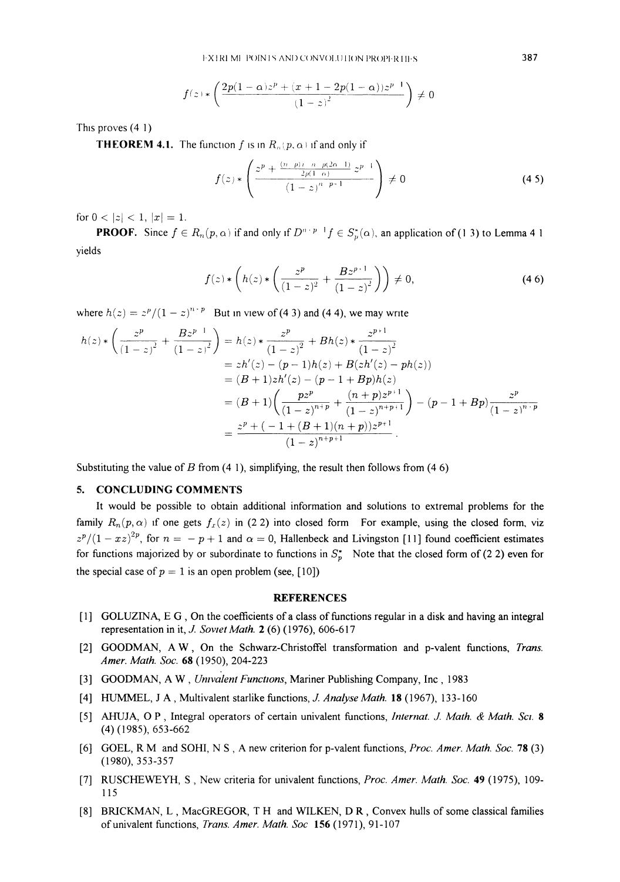$$f(z) * \left( \frac{2p(1-\alpha)z^p + (x+1-2p(1-\alpha))z^{p+1}}{(1-z)^2} \right) \neq 0$$

This proves (4 1)

**THEOREM 4.1.** The function $f$ is in $R_n(p, \alpha)$ if and only if

$$f(z) * \left( \frac{z^p + \frac{(n+p)x + n + p(2\alpha - 1)}{2p(1-\alpha)} z^{p+1}}{(1-z)^{n+p+1}} \right) \neq 0 \tag{4 5}$$

for $0 < |z| < 1$, $|x| = 1$.

**PROOF.** Since $f \in R_n(p, \alpha)$ if and only if $D^{n+p-1} f \in S_p^*(\alpha)$, an application of (1 3) to Lemma 4 1 yields

$$f(z) * \left( h(z) * \left( \frac{z^p}{(1-z)^2} + \frac{Bz^{p+1}}{(1-z)^2} \right) \right) \neq 0, \tag{4 6}$$

where $h(z) = z^p/(1-z)^{n+p}$ But in view of (4 3) and (4 4), we may write

$$\begin{aligned}
h(z) * \left( \frac{z^p}{(1-z)^2} + \frac{Bz^{p+1}}{(1-z)^2} \right) &= h(z) * \frac{z^p}{(1-z)^2} + Bh(z) * \frac{z^{p+1}}{(1-z)^2} \\
&= zh'(z) - (p-1)h(z) + B(zh'(z) - ph(z)) \\
&= (B+1)zh'(z) - (p-1+Bp)h(z) \\
&= (B+1)\left( \frac{pz^p}{(1-z)^{n+p}} + \frac{(n+p)z^{p+1}}{(1-z)^{n+p+1}} \right) - (p-1+Bp)\frac{z^p}{(1-z)^{n+p}} \\
&= \frac{z^p + (-1 + (B+1)(n+p))z^{p+1}}{(1-z)^{n+p+1}}.
\end{aligned}$$

Substituting the value of $B$ from (4 1), simplifying, the result then follows from (4 6)

## 5. CONCLUDING COMMENTS

It would be possible to obtain additional information and solutions to extremal problems for the family $R_n(p, \alpha)$ if one gets $f_x(z)$ in (2 2) into closed form For example, using the closed form, viz $z^p/(1 - xz)^{2p}$, for $n = -p + 1$ and $\alpha = 0$, Hallenbeck and Livingston [11] found coefficient estimates for functions majorized by or subordinate to functions in $S_p^*$ Note that the closed form of (2 2) even for the special case of $p = 1$ is an open problem (see, [10])

## REFERENCES

[1] GOLUZINA, E G , On the coefficients of a class of functions regular in a disk and having an integral representation in it, *J. Soviet Math.* **2** (6) (1976), 606-617

[2] GOODMAN, A W , On the Schwarz-Christoffel transformation and p-valent functions, *Trans. Amer. Math. Soc.* **68** (1950), 204-223

[3] GOODMAN, A W , *Univalent Functions*, Mariner Publishing Company, Inc , 1983

[4] HUMMEL, J A , Multivalent starlike functions, *J. Analyse Math.* **18** (1967), 133-160

[5] AHUJA, O P , Integral operators of certain univalent functions, *Internat. J. Math. & Math. Sci.* **8** (4) (1985), 653-662

[6] GOEL, R M and SOHI, N S , A new criterion for p-valent functions, *Proc. Amer. Math. Soc.* **78** (3) (1980), 353-357

[7] RUSCHEWEYH, S , New criteria for univalent functions, *Proc. Amer. Math. Soc.* **49** (1975), 109-115

[8] BRICKMAN, L , MacGREGOR, T H and WILKEN, D R , Convex hulls of some classical families of univalent functions, *Trans. Amer. Math. Soc* **156** (1971), 91-107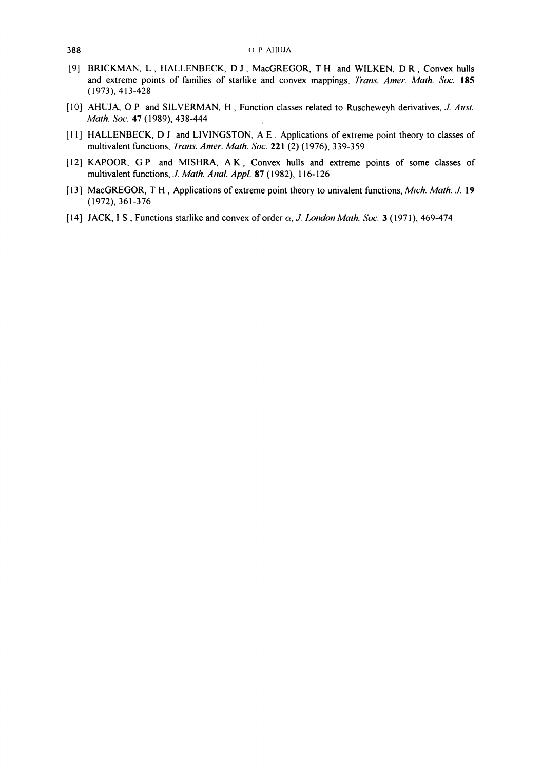[9] BRICKMAN, L , HALLENBECK, D J , MacGREGOR, T H and WILKEN, D R , Convex hulls and extreme points of families of starlike and convex mappings, *Trans. Amer. Math. Soc.* **185** (1973), 413-428

[10] AHUJA, O P and SILVERMAN, H , Function classes related to Ruscheweyh derivatives, *J. Aust. Math. Soc.* **47** (1989), 438-444

[11] HALLENBECK, D J and LIVINGSTON, A E , Applications of extreme point theory to classes of multivalent functions, *Trans. Amer. Math. Soc.* **221** (2) (1976), 339-359

[12] KAPOOR, G P and MISHRA, A K , Convex hulls and extreme points of some classes of multivalent functions, *J. Math. Anal. Appl.* **87** (1982), 116-126

[13] MacGREGOR, T H , Applications of extreme point theory to univalent functions, *Mich. Math. J.* **19** (1972), 361-376

[14] JACK, I S , Functions starlike and convex of order $\alpha$, *J. London Math. Soc.* **3** (1971), 469-474